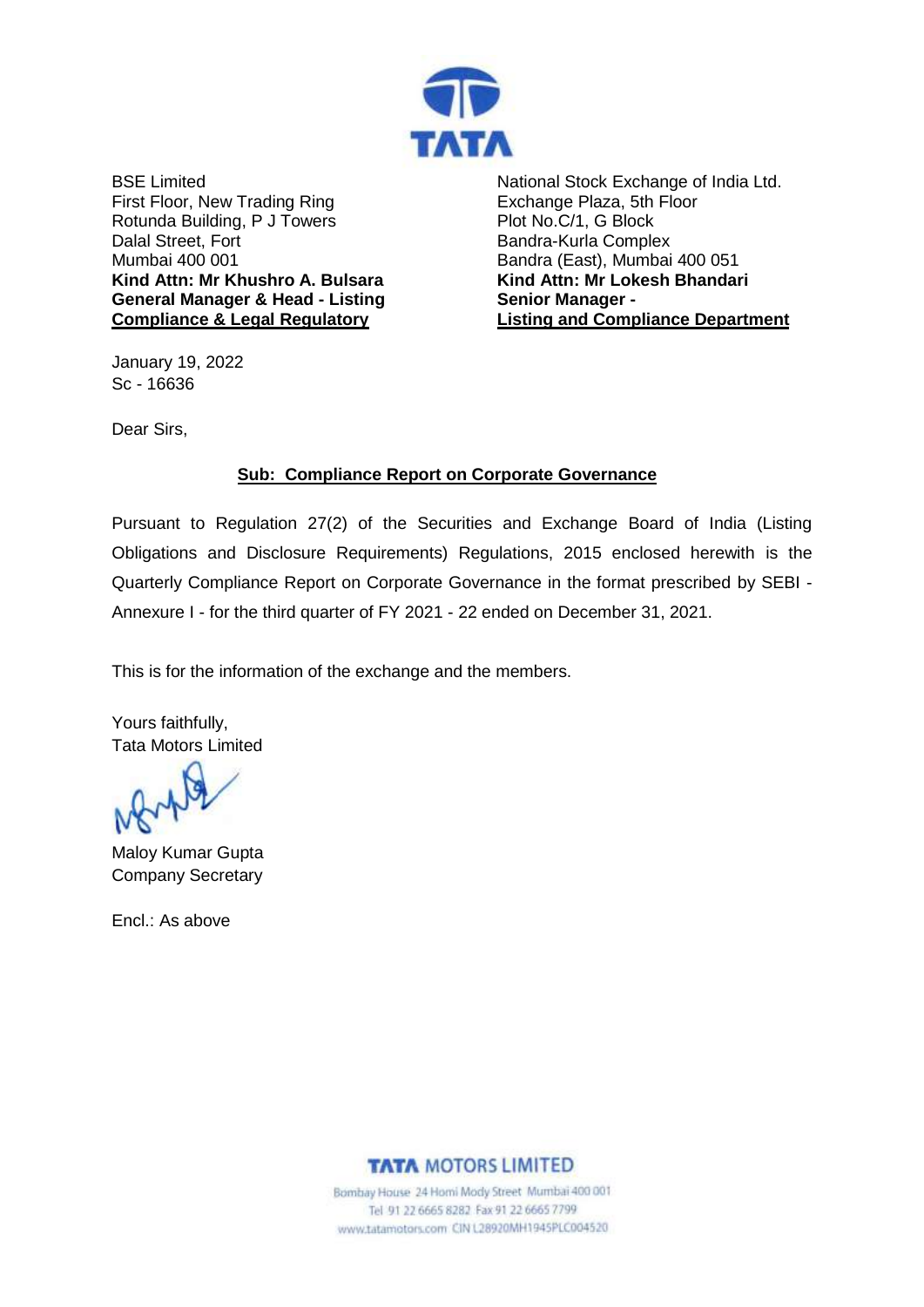TATA

BSE Limited
First Floor, New Trading Ring
Rotunda Building, P J Towers
Dalal Street, Fort
Mumbai 400 001
**Kind Attn: Mr Khushro A. Bulsara**
**General Manager & Head - Listing**
**Compliance & Legal Regulatory**

National Stock Exchange of India Ltd.
Exchange Plaza, 5th Floor
Plot No.C/1, G Block
Bandra-Kurla Complex
Bandra (East), Mumbai 400 051
**Kind Attn: Mr Lokesh Bhandari**
**Senior Manager -**
**Listing and Compliance Department**

January 19, 2022
Sc - 16636

Dear Sirs,

**Sub: Compliance Report on Corporate Governance**

Pursuant to Regulation 27(2) of the Securities and Exchange Board of India (Listing Obligations and Disclosure Requirements) Regulations, 2015 enclosed herewith is the Quarterly Compliance Report on Corporate Governance in the format prescribed by SEBI - Annexure I - for the third quarter of FY 2021 - 22 ended on December 31, 2021.

This is for the information of the exchange and the members.

Yours faithfully,
Tata Motors Limited

Maloy Kumar Gupta
Company Secretary

Encl.: As above

**TATA MOTORS LIMITED**
Bombay House 24 Homi Mody Street Mumbai 400 001
Tel 91 22 6665 8282 Fax 91 22 6665 7799
www.tatamotors.com CIN L28920MH1945PLC004520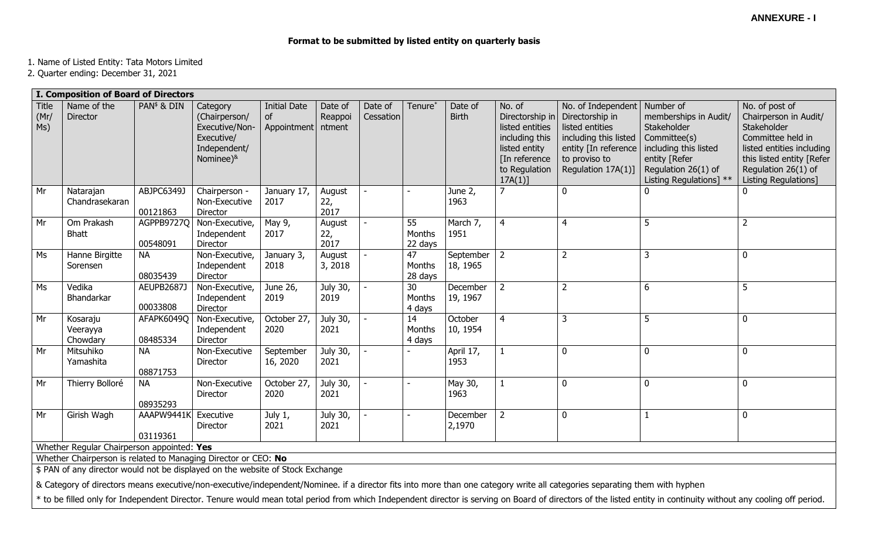**ANNEXURE - I**

**Format to be submitted by listed entity on quarterly basis**

1. Name of Listed Entity: Tata Motors Limited
2. Quarter ending: December 31, 2021

**I. Composition of Board of Directors**

| Title (Mr/ Ms) | Name of the Director | PAN$ & DIN | Category (Chairperson/ Executive/Non-Executive/ Independent/ Nominee)& | Initial Date of Appointment | Date of Reappointment | Date of Cessation | Tenure* | Date of Birth | No. of Directorship in listed entities including this listed entity [In reference to Regulation 17A(1)] | No. of Independent Directorship in listed entities including this listed entity [In reference to proviso to Regulation 17A(1)] | Number of memberships in Audit/ Stakeholder Committee(s) including this listed entity [Refer Regulation 26(1) of Listing Regulations] ** | No. of post of Chairperson in Audit/ Stakeholder Committee held in listed entities including this listed entity [Refer Regulation 26(1) of Listing Regulations] |
|---|---|---|---|---|---|---|---|---|---|---|---|---|
| Mr | Natarajan Chandrasekaran | ABJPC6349J 00121863 | Chairperson - Non-Executive Director | January 17, 2017 | August 22, 2017 | - | - | June 2, 1963 | 7 | 0 | 0 | 0 |
| Mr | Om Prakash Bhatt | AGPPB9727Q 00548091 | Non-Executive, Independent Director | May 9, 2017 | August 22, 2017 | - | 55 Months 22 days | March 7, 1951 | 4 | 4 | 5 | 2 |
| Ms | Hanne Birgitte Sorensen | NA 08035439 | Non-Executive, Independent Director | January 3, 2018 | August 3, 2018 | - | 47 Months 28 days | September 18, 1965 | 2 | 2 | 3 | 0 |
| Ms | Vedika Bhandarkar | AEUPB2687J 00033808 | Non-Executive, Independent Director | June 26, 2019 | July 30, 2019 | - | 30 Months 4 days | December 19, 1967 | 2 | 2 | 6 | 5 |
| Mr | Kosaraju Veerayya Chowdary | AFAPK6049Q 08485334 | Non-Executive, Independent Director | October 27, 2020 | July 30, 2021 | - | 14 Months 4 days | October 10, 1954 | 4 | 3 | 5 | 0 |
| Mr | Mitsuhiko Yamashita | NA 08871753 | Non-Executive Director | September 16, 2020 | July 30, 2021 | - | - | April 17, 1953 | 1 | 0 | 0 | 0 |
| Mr | Thierry Bolloré | NA 08935293 | Non-Executive Director | October 27, 2020 | July 30, 2021 | - | - | May 30, 1963 | 1 | 0 | 0 | 0 |
| Mr | Girish Wagh | AAAPW9441K 03119361 | Executive Director | July 1, 2021 | July 30, 2021 | - | - | December 2,1970 | 2 | 0 | 1 | 0 |

Whether Regular Chairperson appointed: **Yes**

Whether Chairperson is related to Managing Director or CEO: **No**

$ PAN of any director would not be displayed on the website of Stock Exchange

& Category of directors means executive/non-executive/independent/Nominee. if a director fits into more than one category write all categories separating them with hyphen

* to be filled only for Independent Director. Tenure would mean total period from which Independent director is serving on Board of directors of the listed entity in continuity without any cooling off period.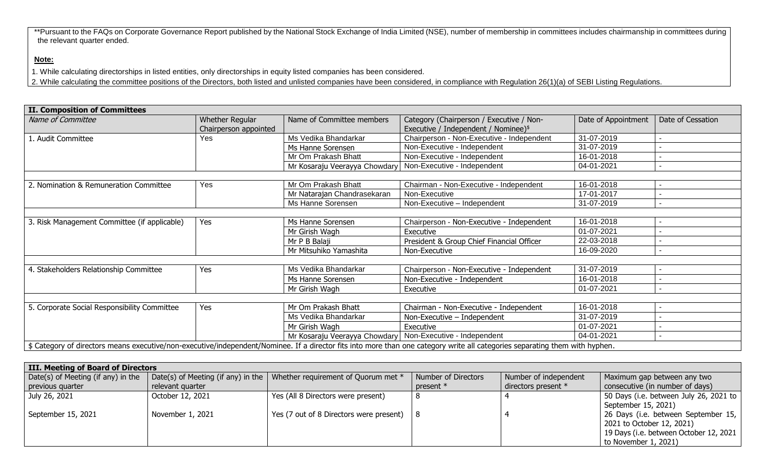**Pursuant to the FAQs on Corporate Governance Report published by the National Stock Exchange of India Limited (NSE), number of membership in committees includes chairmanship in committees during the relevant quarter ended.

**Note:**

1. While calculating directorships in listed entities, only directorships in equity listed companies has been considered.
2. While calculating the committee positions of the Directors, both listed and unlisted companies have been considered, in compliance with Regulation 26(1)(a) of SEBI Listing Regulations.

## II. Composition of Committees

| *Name of Committee* | Whether Regular Chairperson appointed | Name of Committee members | Category (Chairperson / Executive / Non-Executive / Independent / Nominee)$ | Date of Appointment | Date of Cessation |
|---|---|---|---|---|---|
| 1. Audit Committee | Yes | Ms Vedika Bhandarkar | Chairperson - Non-Executive - Independent | 31-07-2019 | - |
| | | Ms Hanne Sorensen | Non-Executive - Independent | 31-07-2019 | - |
| | | Mr Om Prakash Bhatt | Non-Executive - Independent | 16-01-2018 | - |
| | | Mr Kosaraju Veerayya Chowdary | Non-Executive - Independent | 04-01-2021 | - |
| 2. Nomination & Remuneration Committee | Yes | Mr Om Prakash Bhatt | Chairman - Non-Executive - Independent | 16-01-2018 | - |
| | | Mr Natarajan Chandrasekaran | Non-Executive | 17-01-2017 | - |
| | | Ms Hanne Sorensen | Non-Executive – Independent | 31-07-2019 | - |
| 3. Risk Management Committee (if applicable) | Yes | Ms Hanne Sorensen | Chairperson - Non-Executive - Independent | 16-01-2018 | - |
| | | Mr Girish Wagh | Executive | 01-07-2021 | - |
| | | Mr P B Balaji | President & Group Chief Financial Officer | 22-03-2018 | - |
| | | Mr Mitsuhiko Yamashita | Non-Executive | 16-09-2020 | - |
| 4. Stakeholders Relationship Committee | Yes | Ms Vedika Bhandarkar | Chairperson - Non-Executive - Independent | 31-07-2019 | - |
| | | Ms Hanne Sorensen | Non-Executive - Independent | 16-01-2018 | - |
| | | Mr Girish Wagh | Executive | 01-07-2021 | - |
| 5. Corporate Social Responsibility Committee | Yes | Mr Om Prakash Bhatt | Chairman - Non-Executive - Independent | 16-01-2018 | - |
| | | Ms Vedika Bhandarkar | Non-Executive – Independent | 31-07-2019 | - |
| | | Mr Girish Wagh | Executive | 01-07-2021 | - |
| | | Mr Kosaraju Veerayya Chowdary | Non-Executive - Independent | 04-01-2021 | - |

$ Category of directors means executive/non-executive/independent/Nominee. If a director fits into more than one category write all categories separating them with hyphen.

## III. Meeting of Board of Directors

| Date(s) of Meeting (if any) in the previous quarter | Date(s) of Meeting (if any) in the relevant quarter | Whether requirement of Quorum met * | Number of Directors present * | Number of independent directors present * | Maximum gap between any two consecutive (in number of days) |
|---|---|---|---|---|---|
| July 26, 2021 | October 12, 2021 | Yes (All 8 Directors were present) | 8 | 4 | 50 Days (i.e. between July 26, 2021 to September 15, 2021) |
| September 15, 2021 | November 1, 2021 | Yes (7 out of 8 Directors were present) | 8 | 4 | 26 Days (i.e. between September 15, 2021 to October 12, 2021) |
| | | | | | 19 Days (i.e. between October 12, 2021 to November 1, 2021) |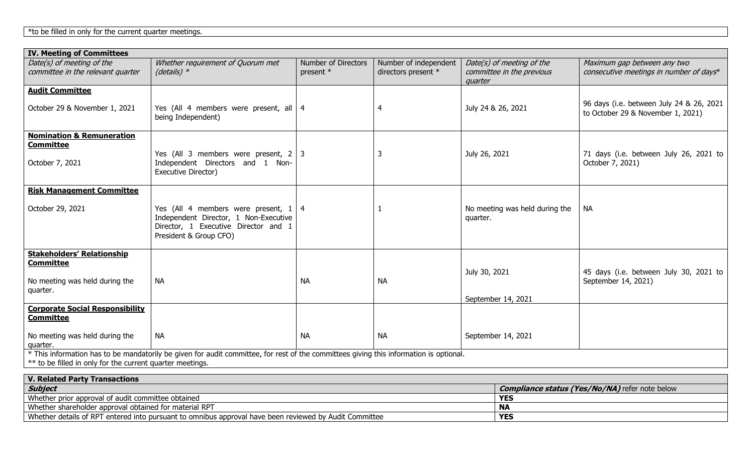| *to be filled in only for the current quarter meetings. |
|---|

| IV. Meeting of Committees | | | | | |
|---|---|---|---|---|---|
| *Date(s) of meeting of the committee in the relevant quarter* | *Whether requirement of Quorum met (details) ** | Number of Directors present * | Number of independent directors present * | *Date(s) of meeting of the committee in the previous quarter* | *Maximum gap between any two consecutive meetings in number of days** |
| **Audit Committee**<br><br>October 29 & November 1, 2021 | Yes (All 4 members were present, all being Independent) | 4 | 4 | July 24 & 26, 2021 | 96 days (i.e. between July 24 & 26, 2021 to October 29 & November 1, 2021) |
| **Nomination & Remuneration Committee**<br><br>October 7, 2021 | Yes (All 3 members were present, 2 Independent Directors and 1 Non-Executive Director) | 3 | 3 | July 26, 2021 | 71 days (i.e. between July 26, 2021 to October 7, 2021) |
| **Risk Management Committee**<br><br>October 29, 2021 | Yes (All 4 members were present, 1 Independent Director, 1 Non-Executive Director, 1 Executive Director and 1 President & Group CFO) | 4 | 1 | No meeting was held during the quarter. | NA |
| **Stakeholders' Relationship Committee**<br><br>No meeting was held during the quarter. | NA | NA | NA | July 30, 2021<br><br>September 14, 2021 | 45 days (i.e. between July 30, 2021 to September 14, 2021) |
| **Corporate Social Responsibility Committee**<br><br>No meeting was held during the quarter. | NA | NA | NA | September 14, 2021 | |

* This information has to be mandatorily be given for audit committee, for rest of the committees giving this information is optional.
** to be filled in only for the current quarter meetings.

| V. Related Party Transactions | |
|---|---|
| ***Subject*** | ***Compliance status (Yes/No/NA)*** refer note below |
| Whether prior approval of audit committee obtained | **YES** |
| Whether shareholder approval obtained for material RPT | **NA** |
| Whether details of RPT entered into pursuant to omnibus approval have been reviewed by Audit Committee | **YES** |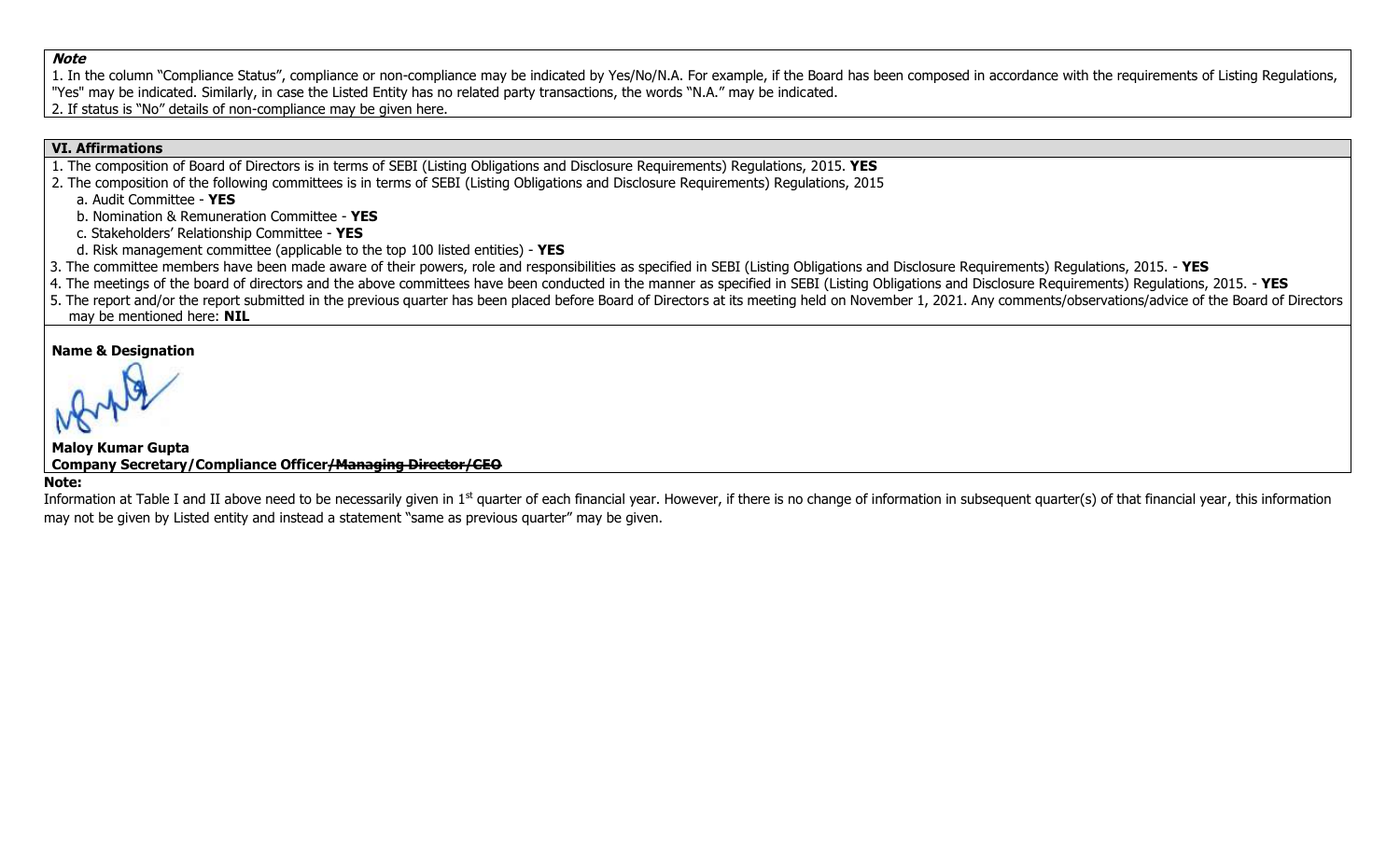**Note**

1. In the column "Compliance Status", compliance or non-compliance may be indicated by Yes/No/N.A. For example, if the Board has been composed in accordance with the requirements of Listing Regulations, "Yes" may be indicated. Similarly, in case the Listed Entity has no related party transactions, the words "N.A." may be indicated.
2. If status is "No" details of non-compliance may be given here.

**VI. Affirmations**

1. The composition of Board of Directors is in terms of SEBI (Listing Obligations and Disclosure Requirements) Regulations, 2015. **YES**
2. The composition of the following committees is in terms of SEBI (Listing Obligations and Disclosure Requirements) Regulations, 2015
   a. Audit Committee - **YES**
   b. Nomination & Remuneration Committee - **YES**
   c. Stakeholders' Relationship Committee - **YES**
   d. Risk management committee (applicable to the top 100 listed entities) - **YES**
3. The committee members have been made aware of their powers, role and responsibilities as specified in SEBI (Listing Obligations and Disclosure Requirements) Regulations, 2015. - **YES**
4. The meetings of the board of directors and the above committees have been conducted in the manner as specified in SEBI (Listing Obligations and Disclosure Requirements) Regulations, 2015. - **YES**
5. The report and/or the report submitted in the previous quarter has been placed before Board of Directors at its meeting held on November 1, 2021. Any comments/observations/advice of the Board of Directors may be mentioned here: **NIL**

**Name & Designation**

**Maloy Kumar Gupta**
**Company Secretary/Compliance Officer~~/Managing Director/CEO~~**

**Note:**
Information at Table I and II above need to be necessarily given in 1st quarter of each financial year. However, if there is no change of information in subsequent quarter(s) of that financial year, this information may not be given by Listed entity and instead a statement "same as previous quarter" may be given.